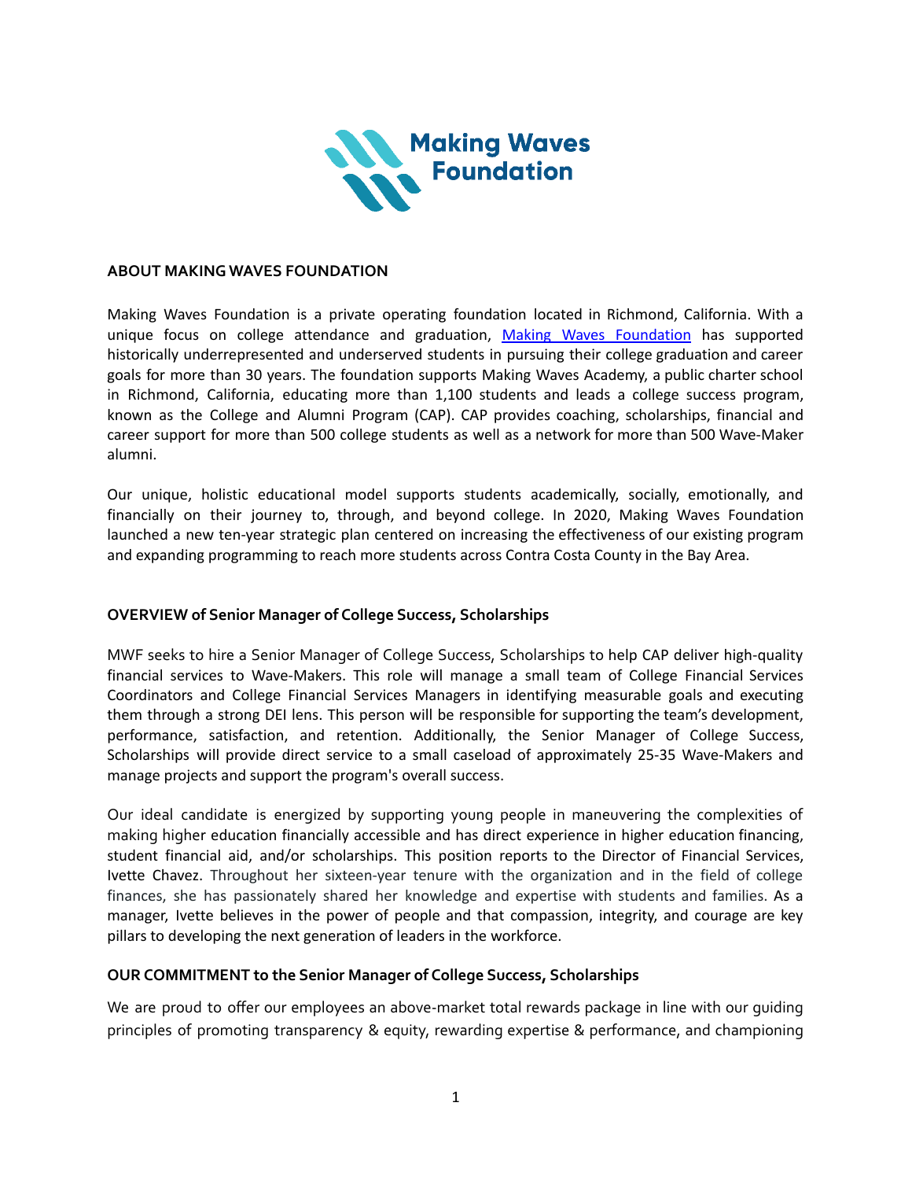## ABOUT MAKING WAVES FOUNDATION

Making Waves Foundation is a private operating foundation located in Richmond, California. With a unique focus on college attendance and graduation, Making Waves Foundation has supported historically underrepresented and underserved students in pursuing their college graduation and career goals for more than 30 years. The foundation supports Making Waves Academy, a public charter school in Richmond, California, educating more than 1,100 students and leads a college success program, known as the College and Alumni Program (CAP). CAP provides coaching, scholarships, financial and career support for more than 500 college students as well as a network for more than 500 Wave-Maker alumni.

Our unique, holistic educational model supports students academically, socially, emotionally, and financially on their journey to, through, and beyond college. In 2020, Making Waves Foundation launched a new ten-year strategic plan centered on increasing the effectiveness of our existing program and expanding programming to reach more students across Contra Costa County in the Bay Area.

## OVERVIEW of Senior Manager of College Success, Scholarships

MWF seeks to hire a Senior Manager of College Success, Scholarships to help CAP deliver high-quality financial services to Wave-Makers. This role will manage a small team of College Financial Services Coordinators and College Financial Services Managers in identifying measurable goals and executing them through a strong DEI lens. This person will be responsible for supporting the team's development, performance, satisfaction, and retention. Additionally, the Senior Manager of College Success, Scholarships will provide direct service to a small caseload of approximately 25-35 Wave-Makers and manage projects and support the program's overall success.

Our ideal candidate is energized by supporting young people in maneuvering the complexities of making higher education financially accessible and has direct experience in higher education financing, student financial aid, and/or scholarships. This position reports to the Director of Financial Services, Ivette Chavez. Throughout her sixteen-year tenure with the organization and in the field of college finances, she has passionately shared her knowledge and expertise with students and families. As a manager, Ivette believes in the power of people and that compassion, integrity, and courage are key pillars to developing the next generation of leaders in the workforce.

## OUR COMMITMENT to the Senior Manager of College Success, Scholarships

We are proud to offer our employees an above-market total rewards package in line with our guiding principles of promoting transparency & equity, rewarding expertise & performance, and championing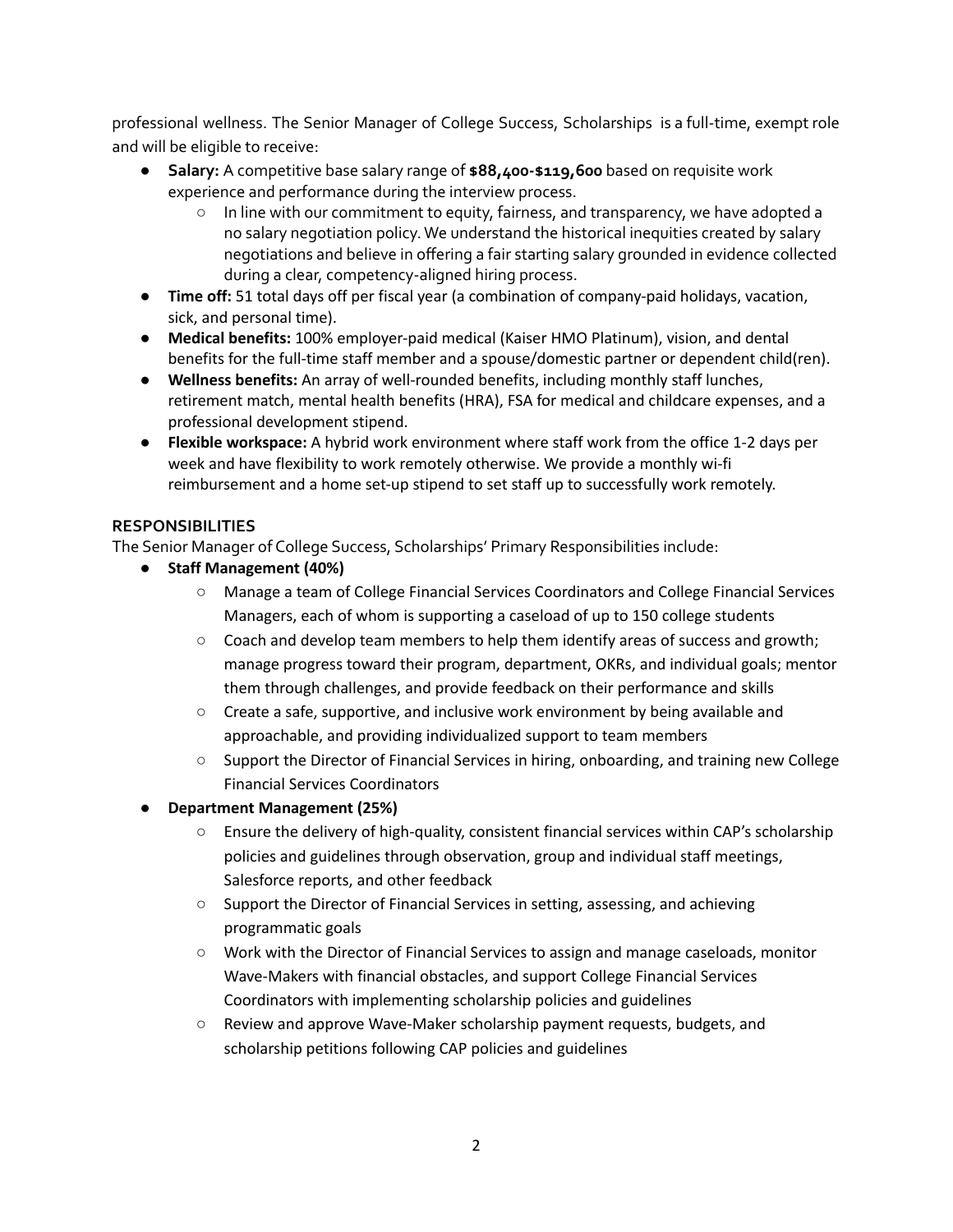professional wellness. The Senior Manager of College Success, Scholarships is a full-time, exempt role and will be eligible to receive:

- **Salary:** A competitive base salary range of **$88,400-$119,600** based on requisite work experience and performance during the interview process.
  - In line with our commitment to equity, fairness, and transparency, we have adopted a no salary negotiation policy. We understand the historical inequities created by salary negotiations and believe in offering a fair starting salary grounded in evidence collected during a clear, competency-aligned hiring process.
- **Time off:** 51 total days off per fiscal year (a combination of company-paid holidays, vacation, sick, and personal time).
- **Medical benefits:** 100% employer-paid medical (Kaiser HMO Platinum), vision, and dental benefits for the full-time staff member and a spouse/domestic partner or dependent child(ren).
- **Wellness benefits:** An array of well-rounded benefits, including monthly staff lunches, retirement match, mental health benefits (HRA), FSA for medical and childcare expenses, and a professional development stipend.
- **Flexible workspace:** A hybrid work environment where staff work from the office 1-2 days per week and have flexibility to work remotely otherwise. We provide a monthly wi-fi reimbursement and a home set-up stipend to set staff up to successfully work remotely.

## RESPONSIBILITIES

The Senior Manager of College Success, Scholarships' Primary Responsibilities include:

- **Staff Management (40%)**
  - Manage a team of College Financial Services Coordinators and College Financial Services Managers, each of whom is supporting a caseload of up to 150 college students
  - Coach and develop team members to help them identify areas of success and growth; manage progress toward their program, department, OKRs, and individual goals; mentor them through challenges, and provide feedback on their performance and skills
  - Create a safe, supportive, and inclusive work environment by being available and approachable, and providing individualized support to team members
  - Support the Director of Financial Services in hiring, onboarding, and training new College Financial Services Coordinators
- **Department Management (25%)**
  - Ensure the delivery of high-quality, consistent financial services within CAP's scholarship policies and guidelines through observation, group and individual staff meetings, Salesforce reports, and other feedback
  - Support the Director of Financial Services in setting, assessing, and achieving programmatic goals
  - Work with the Director of Financial Services to assign and manage caseloads, monitor Wave-Makers with financial obstacles, and support College Financial Services Coordinators with implementing scholarship policies and guidelines
  - Review and approve Wave-Maker scholarship payment requests, budgets, and scholarship petitions following CAP policies and guidelines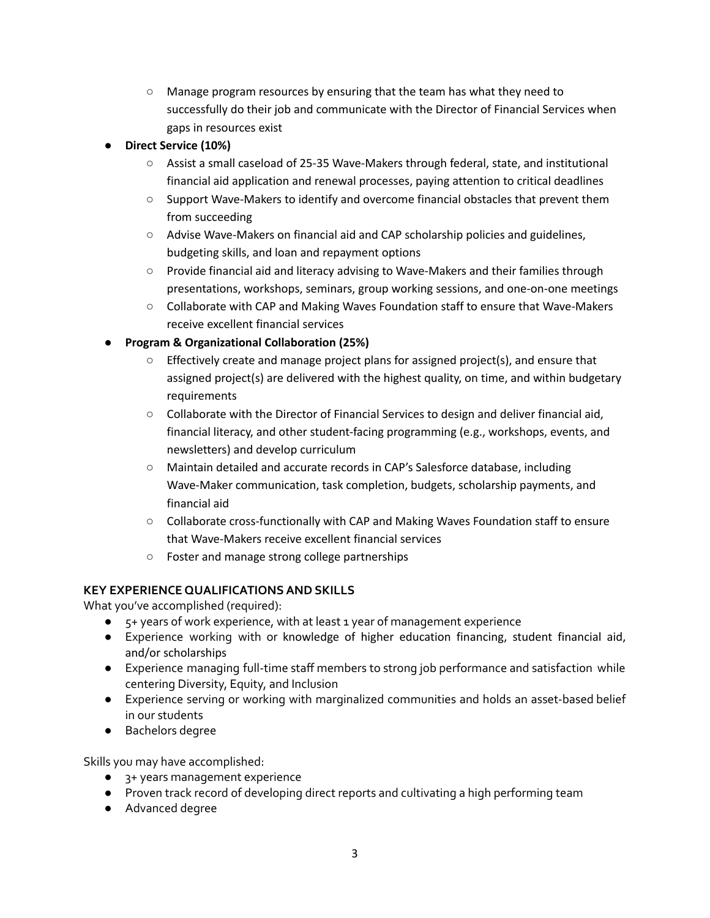- Manage program resources by ensuring that the team has what they need to successfully do their job and communicate with the Director of Financial Services when gaps in resources exist
- **Direct Service (10%)**
    - Assist a small caseload of 25-35 Wave-Makers through federal, state, and institutional financial aid application and renewal processes, paying attention to critical deadlines
    - Support Wave-Makers to identify and overcome financial obstacles that prevent them from succeeding
    - Advise Wave-Makers on financial aid and CAP scholarship policies and guidelines, budgeting skills, and loan and repayment options
    - Provide financial aid and literacy advising to Wave-Makers and their families through presentations, workshops, seminars, group working sessions, and one-on-one meetings
    - Collaborate with CAP and Making Waves Foundation staff to ensure that Wave-Makers receive excellent financial services
- **Program & Organizational Collaboration (25%)**
    - Effectively create and manage project plans for assigned project(s), and ensure that assigned project(s) are delivered with the highest quality, on time, and within budgetary requirements
    - Collaborate with the Director of Financial Services to design and deliver financial aid, financial literacy, and other student-facing programming (e.g., workshops, events, and newsletters) and develop curriculum
    - Maintain detailed and accurate records in CAP's Salesforce database, including Wave-Maker communication, task completion, budgets, scholarship payments, and financial aid
    - Collaborate cross-functionally with CAP and Making Waves Foundation staff to ensure that Wave-Makers receive excellent financial services
    - Foster and manage strong college partnerships

**KEY EXPERIENCE QUALIFICATIONS AND SKILLS**

What you've accomplished (required):

- 5+ years of work experience, with at least 1 year of management experience
- Experience working with or knowledge of higher education financing, student financial aid, and/or scholarships
- Experience managing full-time staff members to strong job performance and satisfaction while centering Diversity, Equity, and Inclusion
- Experience serving or working with marginalized communities and holds an asset-based belief in our students
- Bachelors degree

Skills you may have accomplished:

- 3+ years management experience
- Proven track record of developing direct reports and cultivating a high performing team
- Advanced degree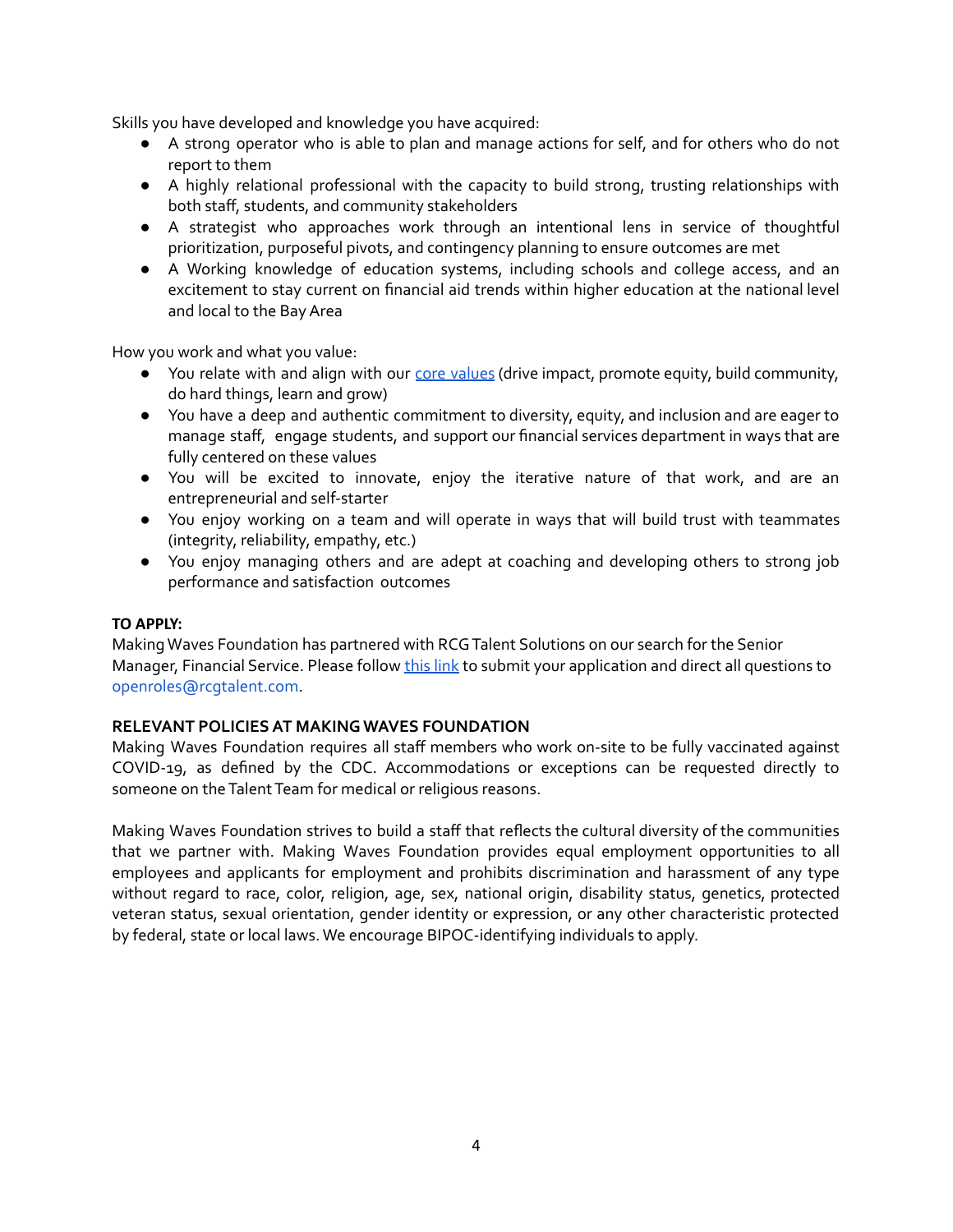Skills you have developed and knowledge you have acquired:

- A strong operator who is able to plan and manage actions for self, and for others who do not report to them
- A highly relational professional with the capacity to build strong, trusting relationships with both staff, students, and community stakeholders
- A strategist who approaches work through an intentional lens in service of thoughtful prioritization, purposeful pivots, and contingency planning to ensure outcomes are met
- A Working knowledge of education systems, including schools and college access, and an excitement to stay current on financial aid trends within higher education at the national level and local to the Bay Area

How you work and what you value:

- You relate with and align with our core values (drive impact, promote equity, build community, do hard things, learn and grow)
- You have a deep and authentic commitment to diversity, equity, and inclusion and are eager to manage staff, engage students, and support our financial services department in ways that are fully centered on these values
- You will be excited to innovate, enjoy the iterative nature of that work, and are an entrepreneurial and self-starter
- You enjoy working on a team and will operate in ways that will build trust with teammates (integrity, reliability, empathy, etc.)
- You enjoy managing others and are adept at coaching and developing others to strong job performance and satisfaction outcomes

**TO APPLY:**

Making Waves Foundation has partnered with RCG Talent Solutions on our search for the Senior Manager, Financial Service. Please follow this link to submit your application and direct all questions to openroles@rcgtalent.com.

**RELEVANT POLICIES AT MAKING WAVES FOUNDATION**

Making Waves Foundation requires all staff members who work on-site to be fully vaccinated against COVID-19, as defined by the CDC. Accommodations or exceptions can be requested directly to someone on the Talent Team for medical or religious reasons.

Making Waves Foundation strives to build a staff that reflects the cultural diversity of the communities that we partner with. Making Waves Foundation provides equal employment opportunities to all employees and applicants for employment and prohibits discrimination and harassment of any type without regard to race, color, religion, age, sex, national origin, disability status, genetics, protected veteran status, sexual orientation, gender identity or expression, or any other characteristic protected by federal, state or local laws. We encourage BIPOC-identifying individuals to apply.